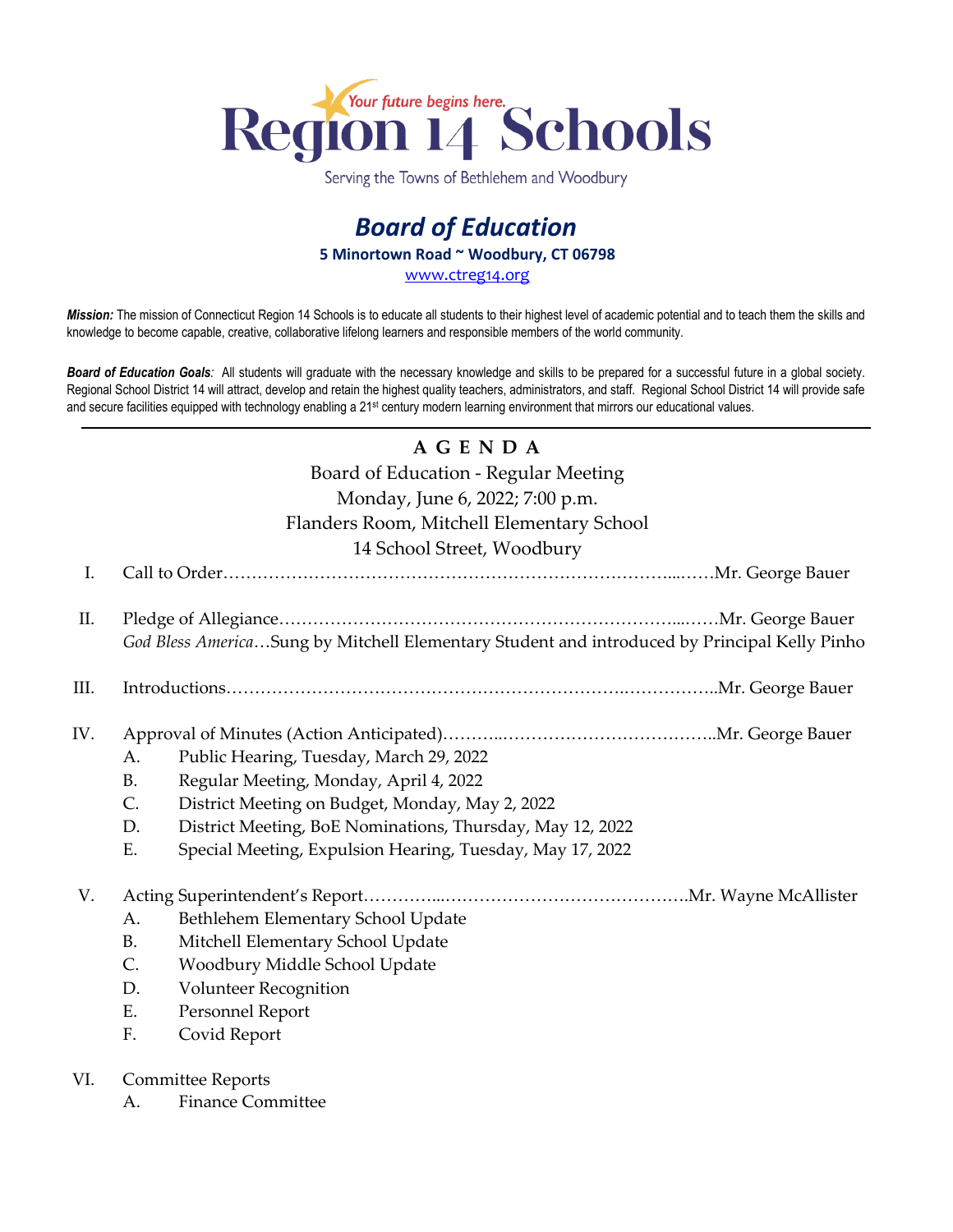# Region 14 Schools

*Your future begins here.*

Serving the Towns of Bethlehem and Woodbury

## *Board of Education*

**5 Minortown Road ~ Woodbury, CT 06798**

www.ctreg14.org

***Mission:*** The mission of Connecticut Region 14 Schools is to educate all students to their highest level of academic potential and to teach them the skills and knowledge to become capable, creative, collaborative lifelong learners and responsible members of the world community.

***Board of Education Goals:*** All students will graduate with the necessary knowledge and skills to be prepared for a successful future in a global society. Regional School District 14 will attract, develop and retain the highest quality teachers, administrators, and staff. Regional School District 14 will provide safe and secure facilities equipped with technology enabling a 21st century modern learning environment that mirrors our educational values.

---

**A G E N D A**

Board of Education - Regular Meeting
Monday, June 6, 2022; 7:00 p.m.
Flanders Room, Mitchell Elementary School
14 School Street, Woodbury

I. Call to Order……………………………………………………………………...……Mr. George Bauer

II. Pledge of Allegiance…………………………………………………………...……Mr. George Bauer
*God Bless America*…Sung by Mitchell Elementary Student and introduced by Principal Kelly Pinho

III. Introductions……………………………………………………….……………..Mr. George Bauer

IV. Approval of Minutes (Action Anticipated)………..………………………………..Mr. George Bauer
  - A. Public Hearing, Tuesday, March 29, 2022
  - B. Regular Meeting, Monday, April 4, 2022
  - C. District Meeting on Budget, Monday, May 2, 2022
  - D. District Meeting, BoE Nominations, Thursday, May 12, 2022
  - E. Special Meeting, Expulsion Hearing, Tuesday, May 17, 2022

V. Acting Superintendent's Report………...…………………………………….Mr. Wayne McAllister
  - A. Bethlehem Elementary School Update
  - B. Mitchell Elementary School Update
  - C. Woodbury Middle School Update
  - D. Volunteer Recognition
  - E. Personnel Report
  - F. Covid Report

VI. Committee Reports
  - A. Finance Committee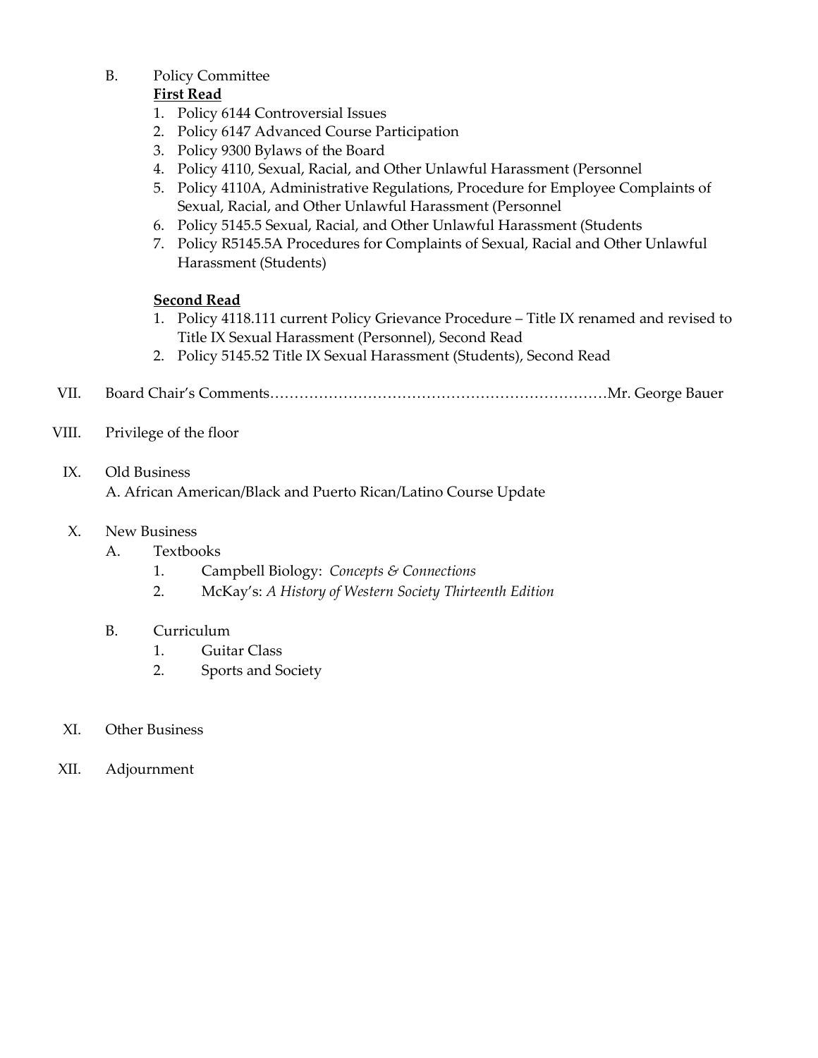B. Policy Committee

**First Read**

1. Policy 6144 Controversial Issues
2. Policy 6147 Advanced Course Participation
3. Policy 9300 Bylaws of the Board
4. Policy 4110, Sexual, Racial, and Other Unlawful Harassment (Personnel
5. Policy 4110A, Administrative Regulations, Procedure for Employee Complaints of Sexual, Racial, and Other Unlawful Harassment (Personnel
6. Policy 5145.5 Sexual, Racial, and Other Unlawful Harassment (Students
7. Policy R5145.5A Procedures for Complaints of Sexual, Racial and Other Unlawful Harassment (Students)

**Second Read**

1. Policy 4118.111 current Policy Grievance Procedure – Title IX renamed and revised to Title IX Sexual Harassment (Personnel), Second Read
2. Policy 5145.52 Title IX Sexual Harassment (Students), Second Read

VII. Board Chair's Comments……………………………………………………………Mr. George Bauer

VIII. Privilege of the floor

IX. Old Business

A. African American/Black and Puerto Rican/Latino Course Update

X. New Business

A. Textbooks

1. Campbell Biology: *Concepts & Connections*
2. McKay's: *A History of Western Society Thirteenth Edition*

B. Curriculum

1. Guitar Class
2. Sports and Society

XI. Other Business

XII. Adjournment